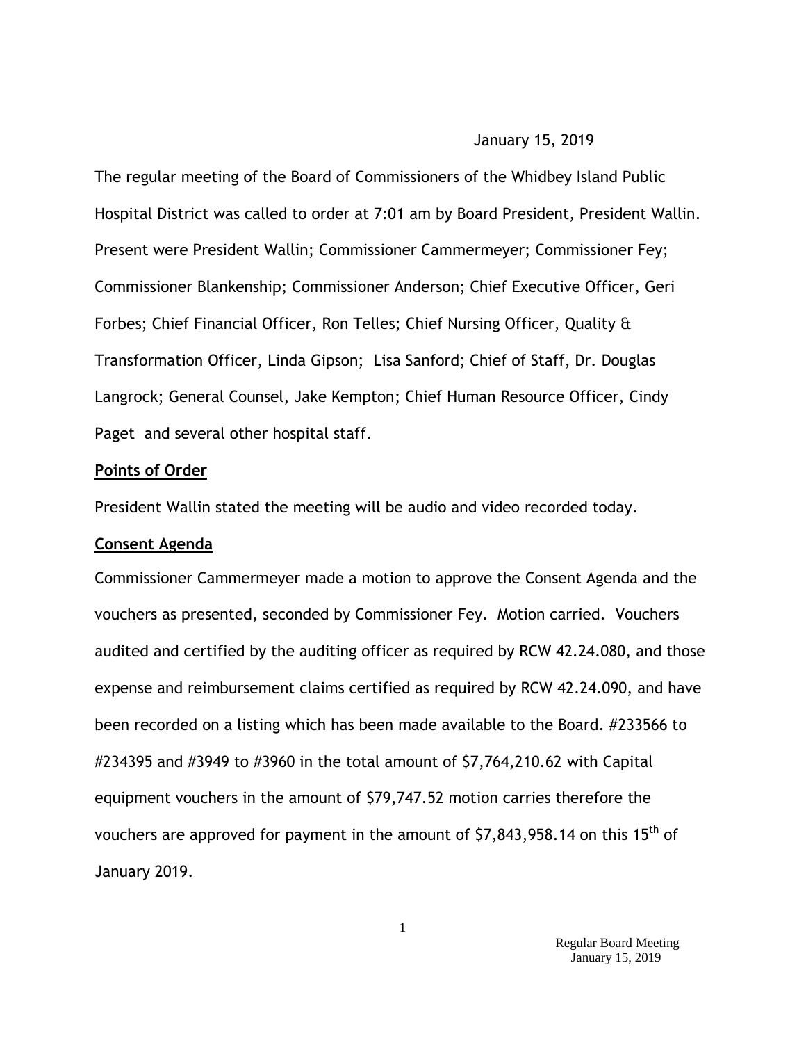January 15, 2019

The regular meeting of the Board of Commissioners of the Whidbey Island Public Hospital District was called to order at 7:01 am by Board President, President Wallin. Present were President Wallin; Commissioner Cammermeyer; Commissioner Fey; Commissioner Blankenship; Commissioner Anderson; Chief Executive Officer, Geri Forbes; Chief Financial Officer, Ron Telles; Chief Nursing Officer, Quality & Transformation Officer, Linda Gipson; Lisa Sanford; Chief of Staff, Dr. Douglas Langrock; General Counsel, Jake Kempton; Chief Human Resource Officer, Cindy Paget and several other hospital staff.

**Points of Order**

President Wallin stated the meeting will be audio and video recorded today.

**Consent Agenda**

Commissioner Cammermeyer made a motion to approve the Consent Agenda and the vouchers as presented, seconded by Commissioner Fey. Motion carried. Vouchers audited and certified by the auditing officer as required by RCW 42.24.080, and those expense and reimbursement claims certified as required by RCW 42.24.090, and have been recorded on a listing which has been made available to the Board. #233566 to #234395 and #3949 to #3960 in the total amount of $7,764,210.62 with Capital equipment vouchers in the amount of $79,747.52 motion carries therefore the vouchers are approved for payment in the amount of $7,843,958.14 on this 15th of January 2019.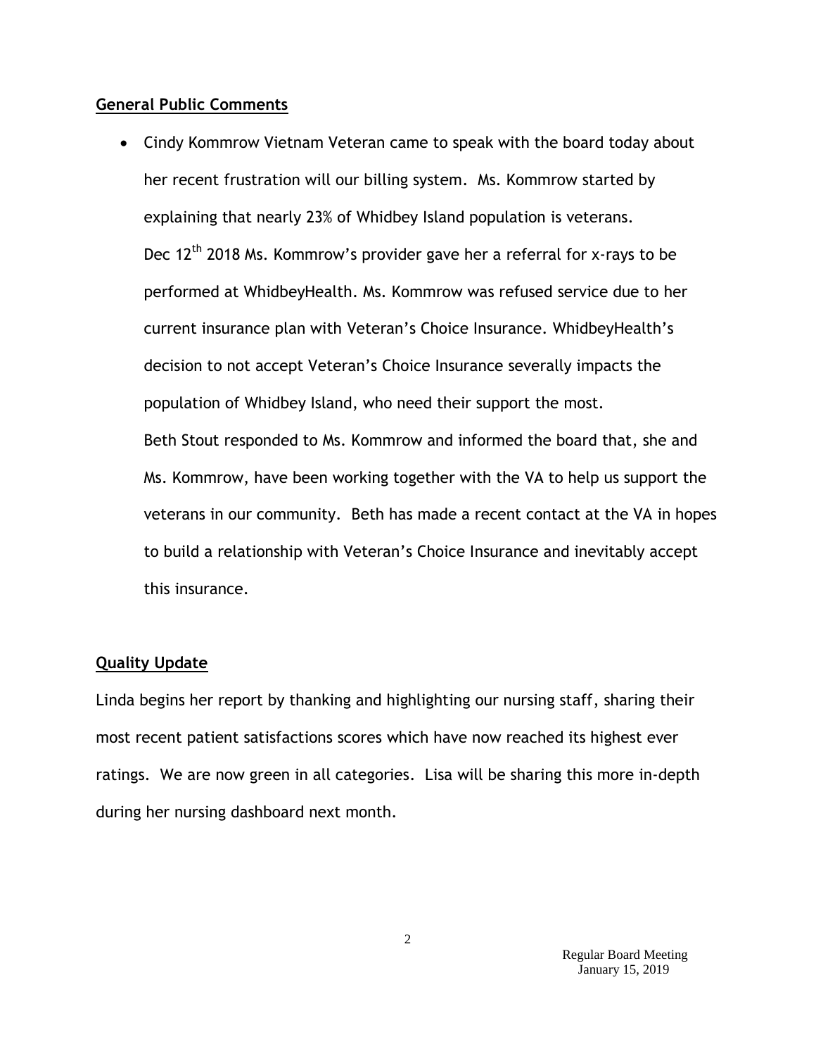**General Public Comments**

- Cindy Kommrow Vietnam Veteran came to speak with the board today about her recent frustration will our billing system. Ms. Kommrow started by explaining that nearly 23% of Whidbey Island population is veterans. Dec 12th 2018 Ms. Kommrow's provider gave her a referral for x-rays to be performed at WhidbeyHealth. Ms. Kommrow was refused service due to her current insurance plan with Veteran's Choice Insurance. WhidbeyHealth's decision to not accept Veteran's Choice Insurance severally impacts the population of Whidbey Island, who need their support the most. Beth Stout responded to Ms. Kommrow and informed the board that, she and Ms. Kommrow, have been working together with the VA to help us support the veterans in our community. Beth has made a recent contact at the VA in hopes to build a relationship with Veteran's Choice Insurance and inevitably accept this insurance.

**Quality Update**

Linda begins her report by thanking and highlighting our nursing staff, sharing their most recent patient satisfactions scores which have now reached its highest ever ratings. We are now green in all categories. Lisa will be sharing this more in-depth during her nursing dashboard next month.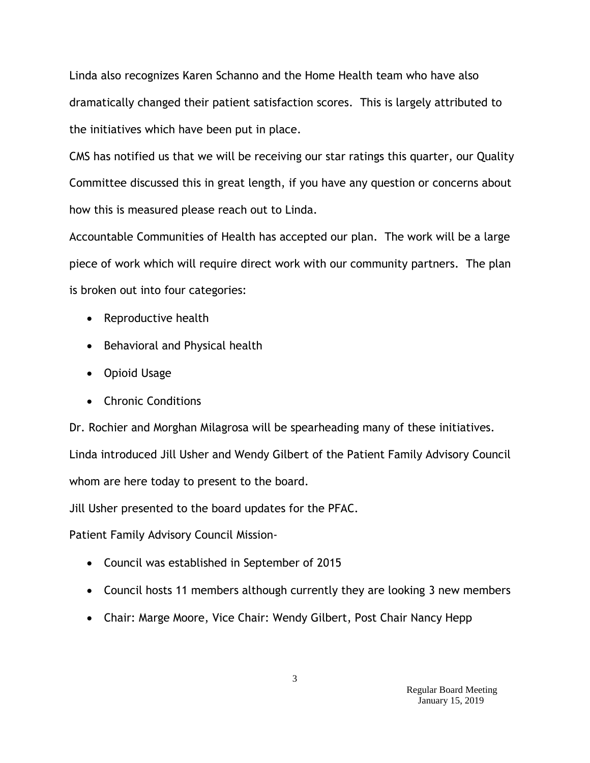Linda also recognizes Karen Schanno and the Home Health team who have also dramatically changed their patient satisfaction scores. This is largely attributed to the initiatives which have been put in place.

CMS has notified us that we will be receiving our star ratings this quarter, our Quality Committee discussed this in great length, if you have any question or concerns about how this is measured please reach out to Linda.

Accountable Communities of Health has accepted our plan. The work will be a large piece of work which will require direct work with our community partners. The plan is broken out into four categories:

- Reproductive health
- Behavioral and Physical health
- Opioid Usage
- Chronic Conditions

Dr. Rochier and Morghan Milagrosa will be spearheading many of these initiatives.

Linda introduced Jill Usher and Wendy Gilbert of the Patient Family Advisory Council whom are here today to present to the board.

Jill Usher presented to the board updates for the PFAC.

Patient Family Advisory Council Mission-

- Council was established in September of 2015
- Council hosts 11 members although currently they are looking 3 new members
- Chair: Marge Moore, Vice Chair: Wendy Gilbert, Post Chair Nancy Hepp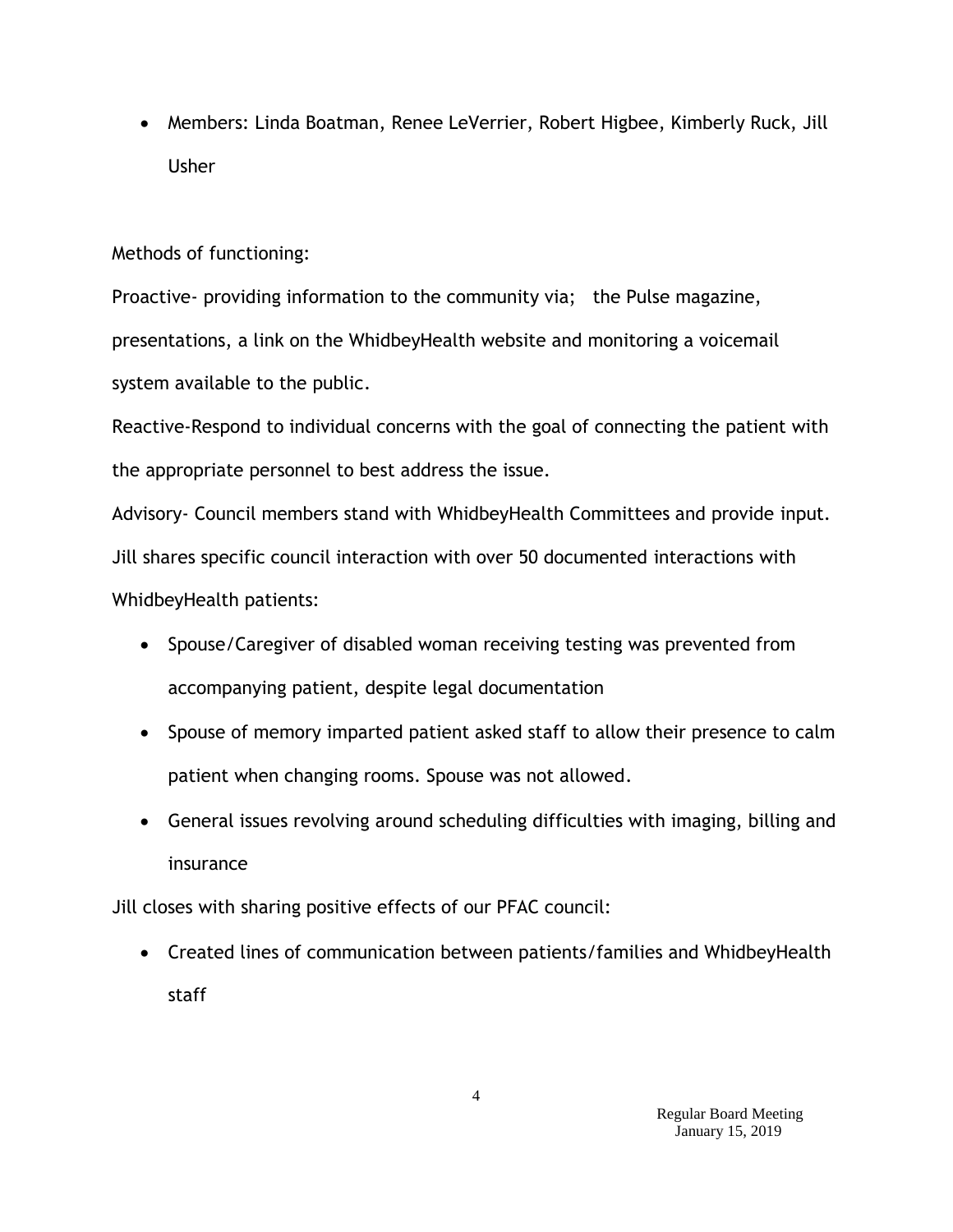- Members: Linda Boatman, Renee LeVerrier, Robert Higbee, Kimberly Ruck, Jill Usher

Methods of functioning:

Proactive- providing information to the community via;   the Pulse magazine, presentations, a link on the WhidbeyHealth website and monitoring a voicemail system available to the public.

Reactive-Respond to individual concerns with the goal of connecting the patient with the appropriate personnel to best address the issue.

Advisory- Council members stand with WhidbeyHealth Committees and provide input.

Jill shares specific council interaction with over 50 documented interactions with WhidbeyHealth patients:

- Spouse/Caregiver of disabled woman receiving testing was prevented from accompanying patient, despite legal documentation
- Spouse of memory imparted patient asked staff to allow their presence to calm patient when changing rooms. Spouse was not allowed.
- General issues revolving around scheduling difficulties with imaging, billing and insurance

Jill closes with sharing positive effects of our PFAC council:

- Created lines of communication between patients/families and WhidbeyHealth staff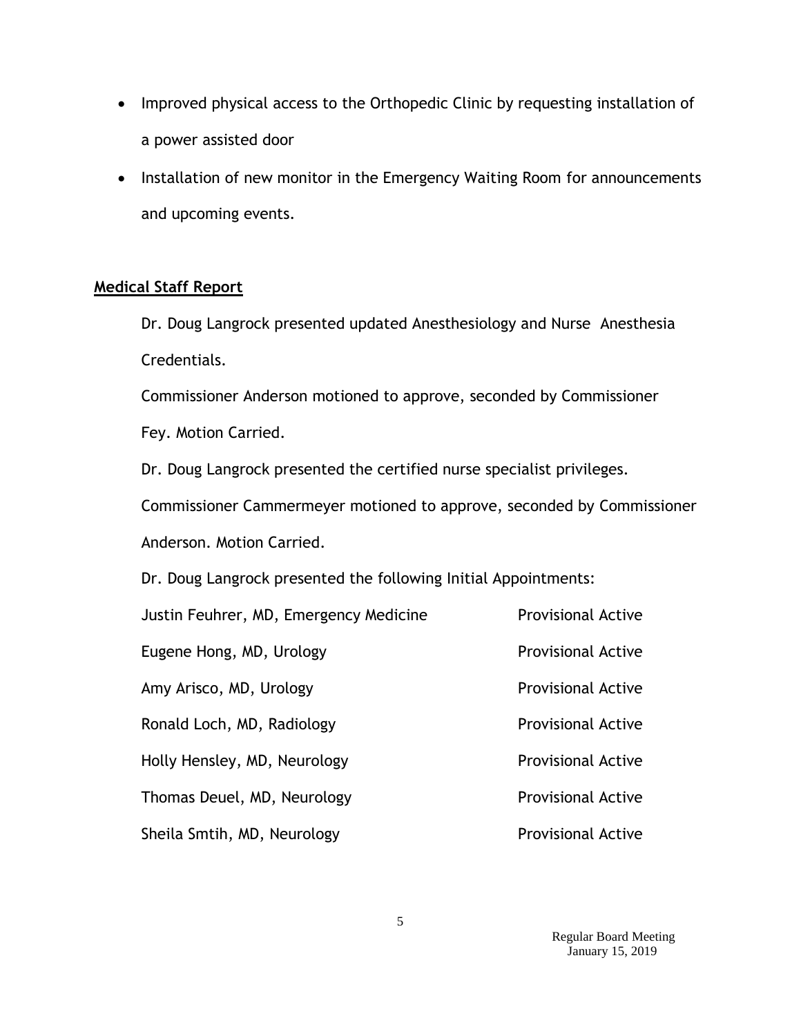- Improved physical access to the Orthopedic Clinic by requesting installation of a power assisted door
- Installation of new monitor in the Emergency Waiting Room for announcements and upcoming events.

## Medical Staff Report

Dr. Doug Langrock presented updated Anesthesiology and Nurse Anesthesia Credentials.

Commissioner Anderson motioned to approve, seconded by Commissioner Fey. Motion Carried.

Dr. Doug Langrock presented the certified nurse specialist privileges.

Commissioner Cammermeyer motioned to approve, seconded by Commissioner Anderson. Motion Carried.

Dr. Doug Langrock presented the following Initial Appointments:

| | |
|---|---|
| Justin Feuhrer, MD, Emergency Medicine | Provisional Active |
| Eugene Hong, MD, Urology | Provisional Active |
| Amy Arisco, MD, Urology | Provisional Active |
| Ronald Loch, MD, Radiology | Provisional Active |
| Holly Hensley, MD, Neurology | Provisional Active |
| Thomas Deuel, MD, Neurology | Provisional Active |
| Sheila Smtih, MD, Neurology | Provisional Active |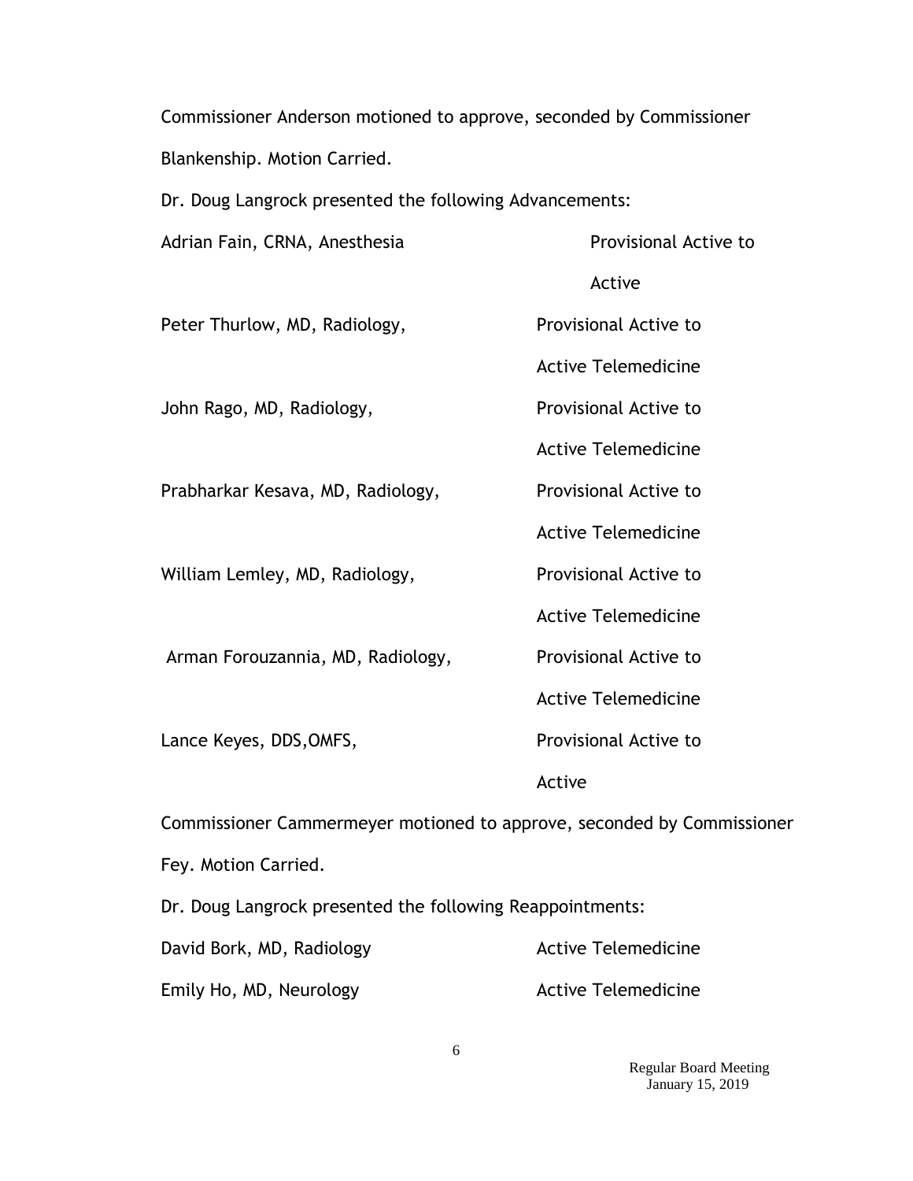Commissioner Anderson motioned to approve, seconded by Commissioner Blankenship. Motion Carried.

Dr. Doug Langrock presented the following Advancements:

| | |
|---|---|
| Adrian Fain, CRNA, Anesthesia | Provisional Active to Active |
| Peter Thurlow, MD, Radiology, | Provisional Active to Active Telemedicine |
| John Rago, MD, Radiology, | Provisional Active to Active Telemedicine |
| Prabharkar Kesava, MD, Radiology, | Provisional Active to Active Telemedicine |
| William Lemley, MD, Radiology, | Provisional Active to Active Telemedicine |
| Arman Forouzannia, MD, Radiology, | Provisional Active to Active Telemedicine |
| Lance Keyes, DDS,OMFS, | Provisional Active to Active |

Commissioner Cammermeyer motioned to approve, seconded by Commissioner Fey. Motion Carried.

Dr. Doug Langrock presented the following Reappointments:

| | |
|---|---|
| David Bork, MD, Radiology | Active Telemedicine |
| Emily Ho, MD, Neurology | Active Telemedicine |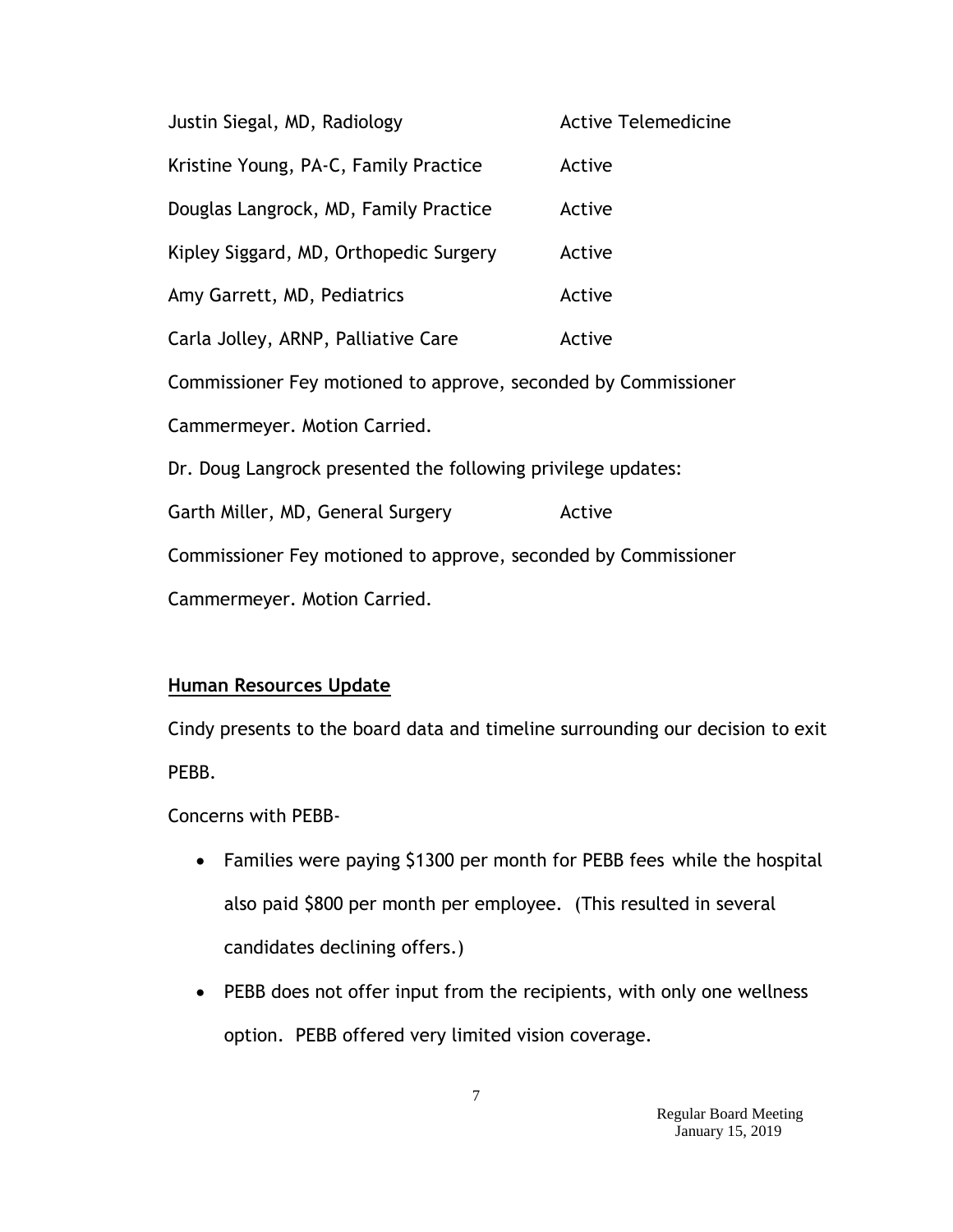| | |
|---|---|
| Justin Siegal, MD, Radiology | Active Telemedicine |
| Kristine Young, PA-C, Family Practice | Active |
| Douglas Langrock, MD, Family Practice | Active |
| Kipley Siggard, MD, Orthopedic Surgery | Active |
| Amy Garrett, MD, Pediatrics | Active |
| Carla Jolley, ARNP, Palliative Care | Active |

Commissioner Fey motioned to approve, seconded by Commissioner Cammermeyer. Motion Carried.

Dr. Doug Langrock presented the following privilege updates:

| | |
|---|---|
| Garth Miller, MD, General Surgery | Active |

Commissioner Fey motioned to approve, seconded by Commissioner Cammermeyer. Motion Carried.

**Human Resources Update**

Cindy presents to the board data and timeline surrounding our decision to exit PEBB.

Concerns with PEBB-

- Families were paying $1300 per month for PEBB fees while the hospital also paid $800 per month per employee. (This resulted in several candidates declining offers.)
- PEBB does not offer input from the recipients, with only one wellness option. PEBB offered very limited vision coverage.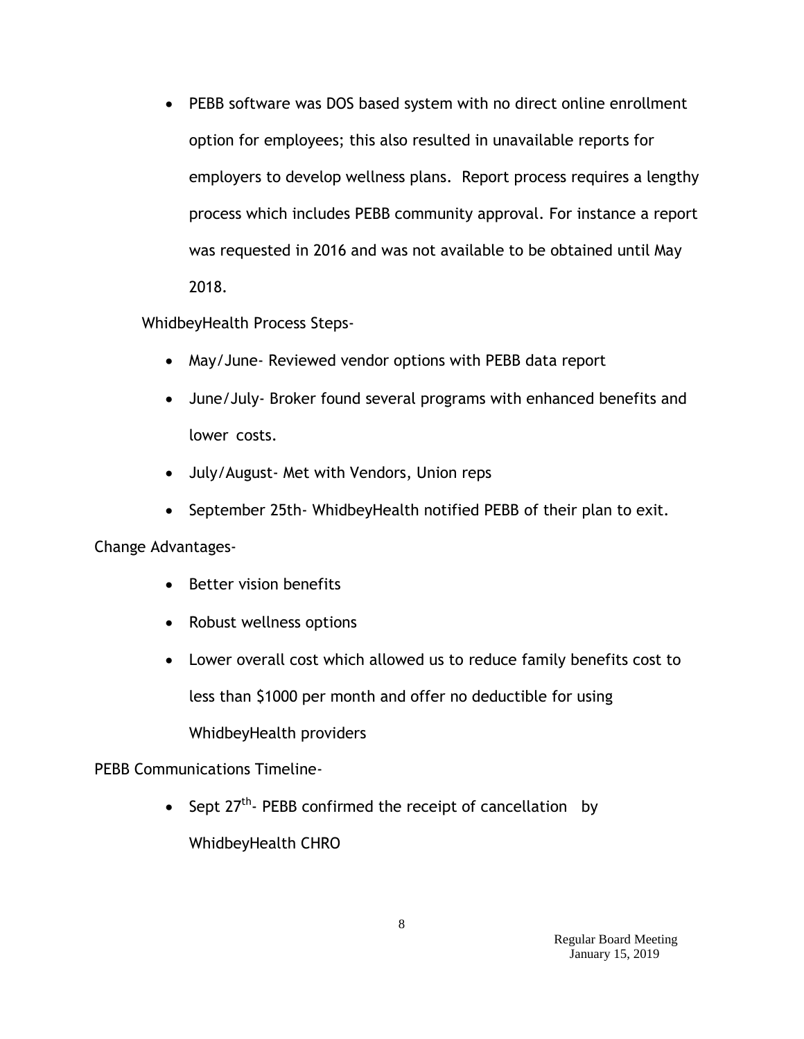- PEBB software was DOS based system with no direct online enrollment option for employees; this also resulted in unavailable reports for employers to develop wellness plans. Report process requires a lengthy process which includes PEBB community approval. For instance a report was requested in 2016 and was not available to be obtained until May 2018.

WhidbeyHealth Process Steps-

- May/June- Reviewed vendor options with PEBB data report
- June/July- Broker found several programs with enhanced benefits and lower costs.
- July/August- Met with Vendors, Union reps
- September 25th- WhidbeyHealth notified PEBB of their plan to exit.

Change Advantages-

- Better vision benefits
- Robust wellness options
- Lower overall cost which allowed us to reduce family benefits cost to less than $1000 per month and offer no deductible for using WhidbeyHealth providers

PEBB Communications Timeline-

- Sept 27th- PEBB confirmed the receipt of cancellation by WhidbeyHealth CHRO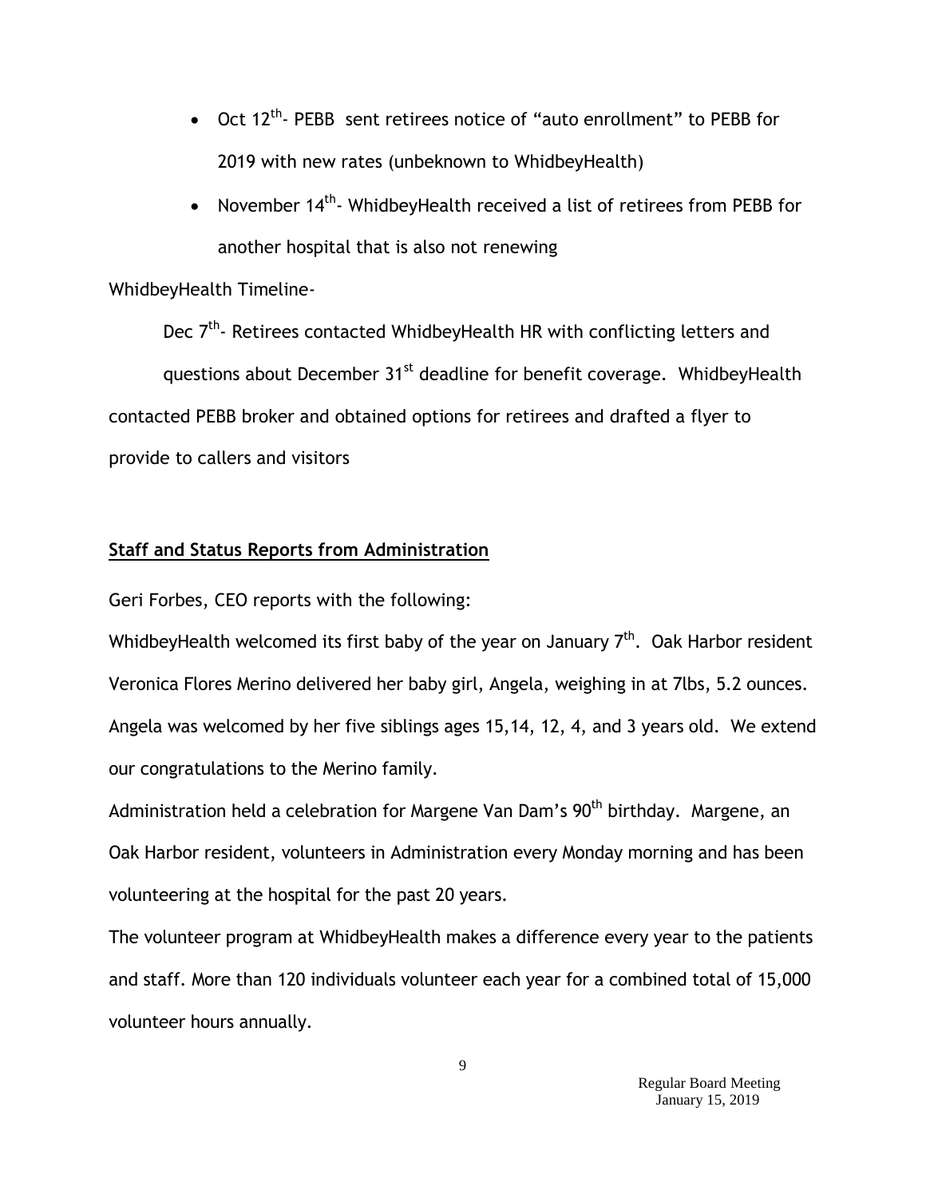- Oct 12th- PEBB sent retirees notice of "auto enrollment" to PEBB for 2019 with new rates (unbeknown to WhidbeyHealth)
- November 14th- WhidbeyHealth received a list of retirees from PEBB for another hospital that is also not renewing

WhidbeyHealth Timeline-

Dec 7th- Retirees contacted WhidbeyHealth HR with conflicting letters and questions about December 31st deadline for benefit coverage. WhidbeyHealth contacted PEBB broker and obtained options for retirees and drafted a flyer to provide to callers and visitors

**Staff and Status Reports from Administration**

Geri Forbes, CEO reports with the following:

WhidbeyHealth welcomed its first baby of the year on January 7th. Oak Harbor resident Veronica Flores Merino delivered her baby girl, Angela, weighing in at 7lbs, 5.2 ounces. Angela was welcomed by her five siblings ages 15,14, 12, 4, and 3 years old. We extend our congratulations to the Merino family.

Administration held a celebration for Margene Van Dam's 90th birthday. Margene, an Oak Harbor resident, volunteers in Administration every Monday morning and has been volunteering at the hospital for the past 20 years.

The volunteer program at WhidbeyHealth makes a difference every year to the patients and staff. More than 120 individuals volunteer each year for a combined total of 15,000 volunteer hours annually.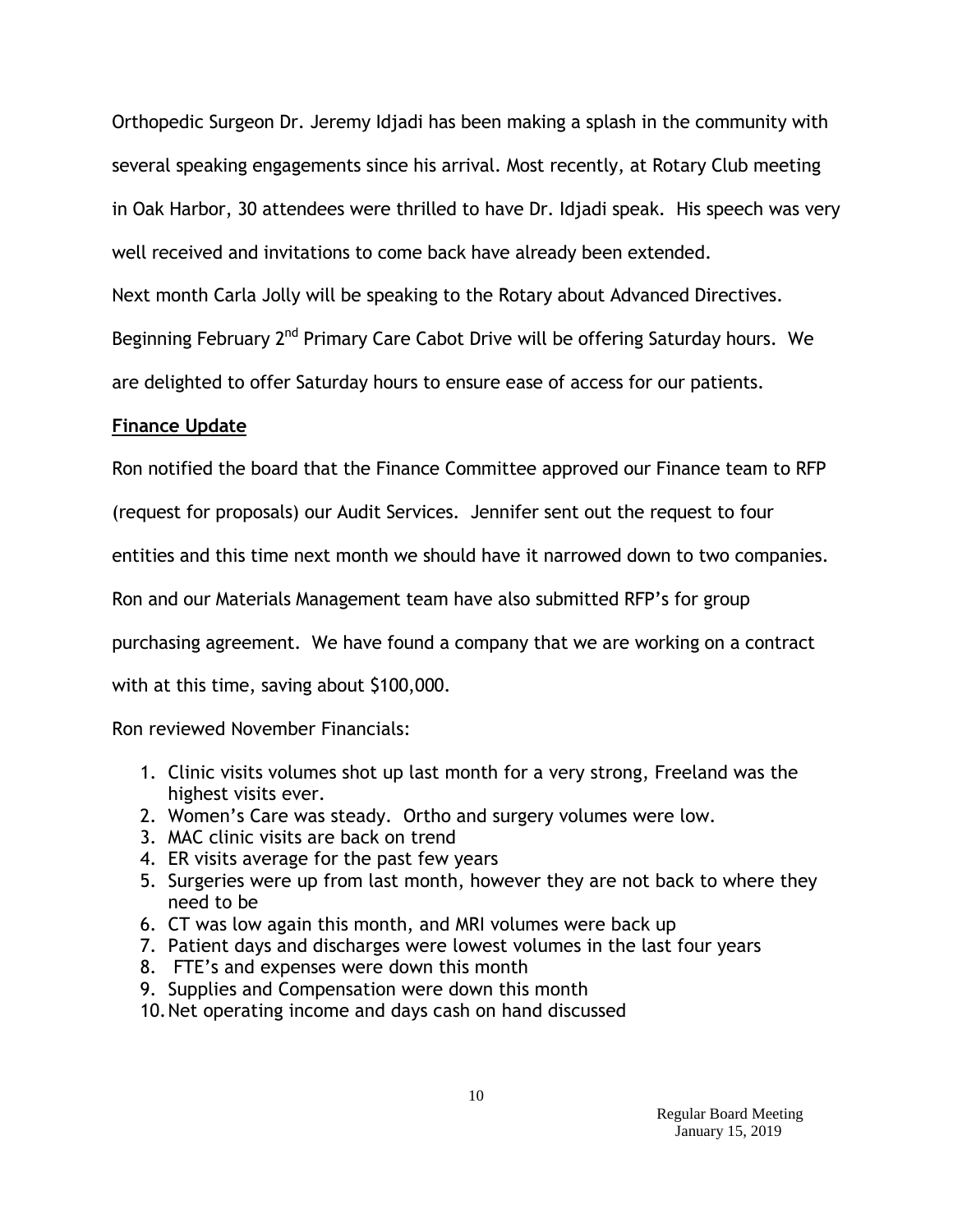Orthopedic Surgeon Dr. Jeremy Idjadi has been making a splash in the community with several speaking engagements since his arrival. Most recently, at Rotary Club meeting in Oak Harbor, 30 attendees were thrilled to have Dr. Idjadi speak. His speech was very well received and invitations to come back have already been extended.

Next month Carla Jolly will be speaking to the Rotary about Advanced Directives.

Beginning February 2nd Primary Care Cabot Drive will be offering Saturday hours. We are delighted to offer Saturday hours to ensure ease of access for our patients.

**Finance Update**

Ron notified the board that the Finance Committee approved our Finance team to RFP (request for proposals) our Audit Services. Jennifer sent out the request to four entities and this time next month we should have it narrowed down to two companies.

Ron and our Materials Management team have also submitted RFP's for group purchasing agreement. We have found a company that we are working on a contract with at this time, saving about $100,000.

Ron reviewed November Financials:

1. Clinic visits volumes shot up last month for a very strong, Freeland was the highest visits ever.
2. Women's Care was steady. Ortho and surgery volumes were low.
3. MAC clinic visits are back on trend
4. ER visits average for the past few years
5. Surgeries were up from last month, however they are not back to where they need to be
6. CT was low again this month, and MRI volumes were back up
7. Patient days and discharges were lowest volumes in the last four years
8. FTE's and expenses were down this month
9. Supplies and Compensation were down this month
10. Net operating income and days cash on hand discussed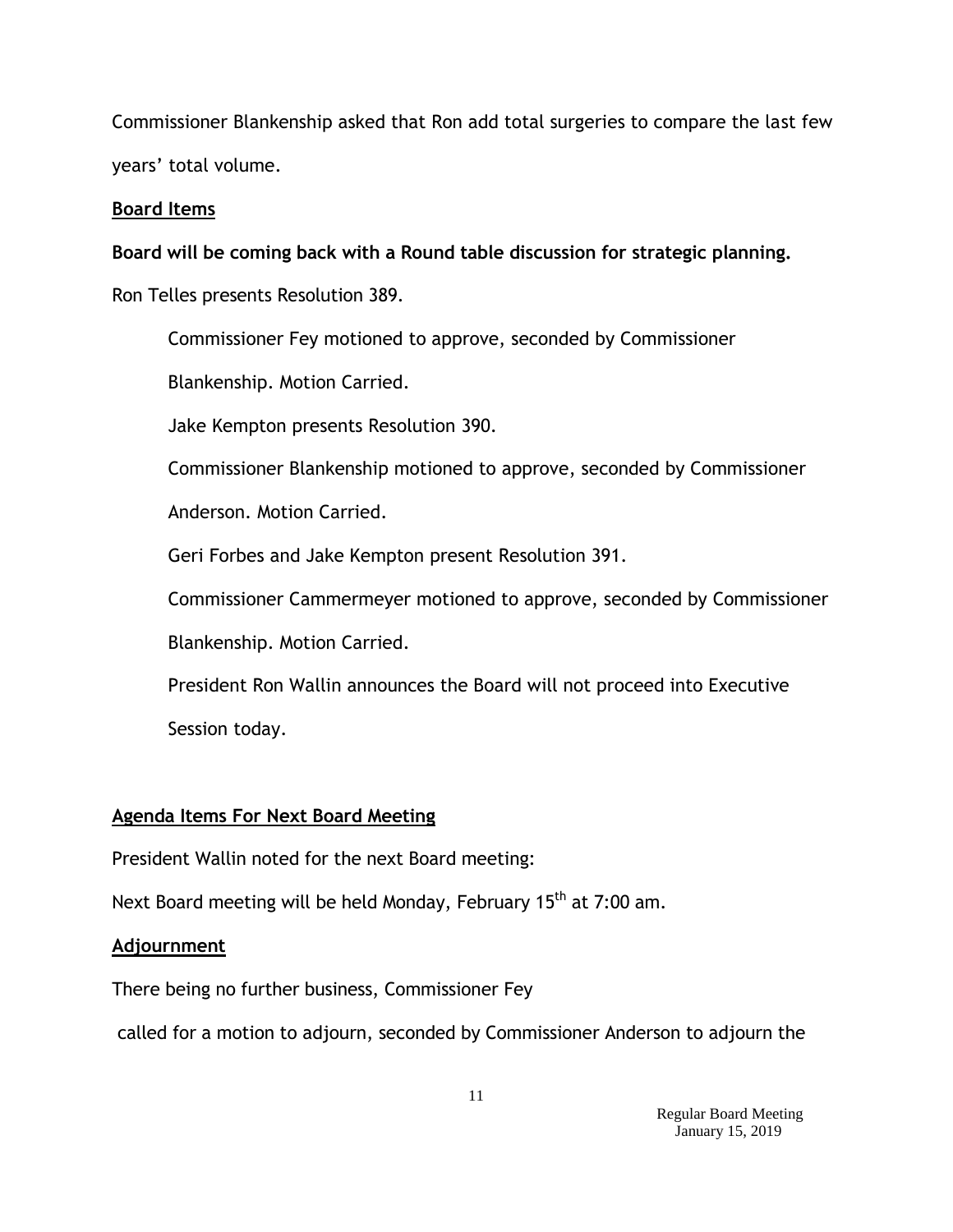Commissioner Blankenship asked that Ron add total surgeries to compare the last few years' total volume.

**Board Items**

**Board will be coming back with a Round table discussion for strategic planning.**

Ron Telles presents Resolution 389.

Commissioner Fey motioned to approve, seconded by Commissioner Blankenship. Motion Carried.

Jake Kempton presents Resolution 390.

Commissioner Blankenship motioned to approve, seconded by Commissioner Anderson. Motion Carried.

Geri Forbes and Jake Kempton present Resolution 391.

Commissioner Cammermeyer motioned to approve, seconded by Commissioner Blankenship. Motion Carried.

President Ron Wallin announces the Board will not proceed into Executive Session today.

**Agenda Items For Next Board Meeting**

President Wallin noted for the next Board meeting:

Next Board meeting will be held Monday, February 15th at 7:00 am.

**Adjournment**

There being no further business, Commissioner Fey called for a motion to adjourn, seconded by Commissioner Anderson to adjourn the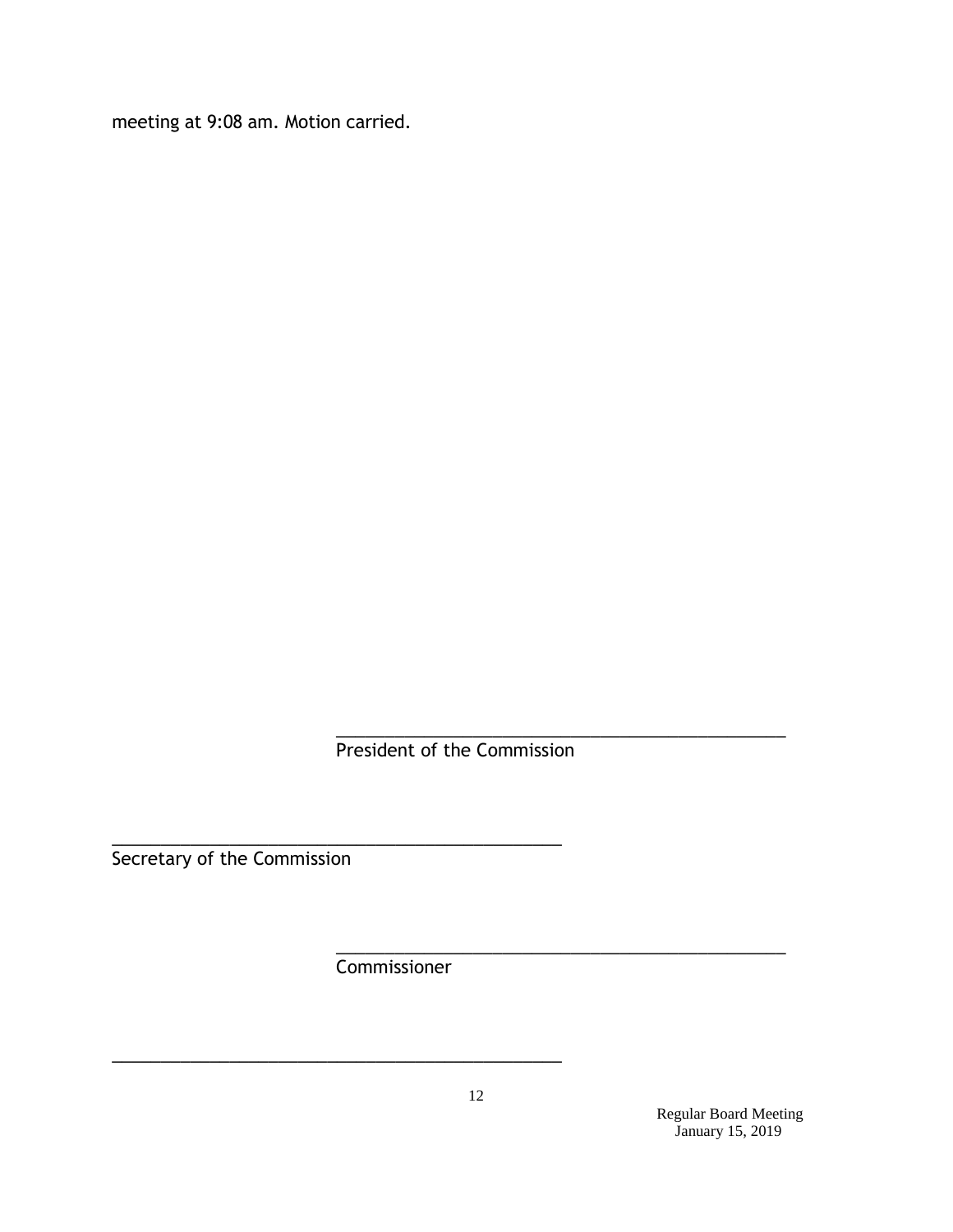meeting at 9:08 am. Motion carried.

\_\_\_\_\_\_\_\_\_\_\_\_\_\_\_\_\_\_\_\_\_\_\_\_\_\_\_\_\_\_\_\_\_\_\_\_\_\_\_\_\_\_\_\_\_\_\_\_\_\_\_\_

President of the Commission

\_\_\_\_\_\_\_\_\_\_\_\_\_\_\_\_\_\_\_\_\_\_\_\_\_\_\_\_\_\_\_\_\_\_\_\_\_\_\_\_\_\_\_\_\_\_\_\_\_\_\_\_

Secretary of the Commission

\_\_\_\_\_\_\_\_\_\_\_\_\_\_\_\_\_\_\_\_\_\_\_\_\_\_\_\_\_\_\_\_\_\_\_\_\_\_\_\_\_\_\_\_\_\_\_\_\_\_\_\_

Commissioner

\_\_\_\_\_\_\_\_\_\_\_\_\_\_\_\_\_\_\_\_\_\_\_\_\_\_\_\_\_\_\_\_\_\_\_\_\_\_\_\_\_\_\_\_\_\_\_\_\_\_\_\_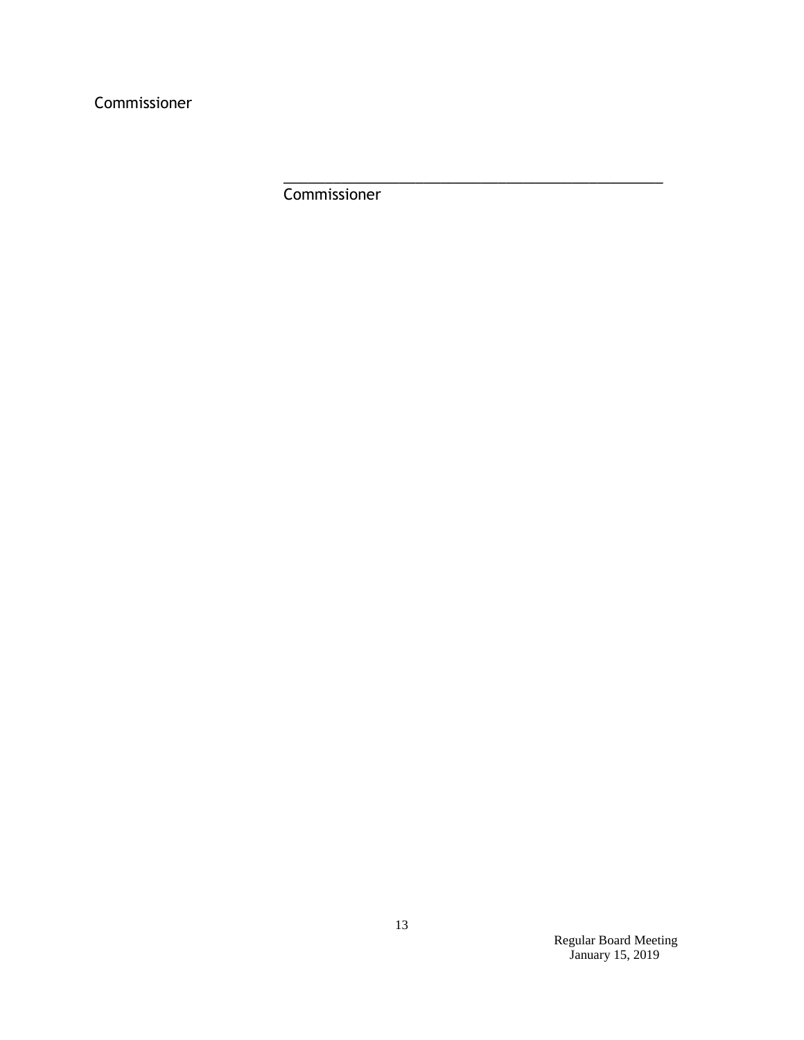Commissioner

\_\_\_\_\_\_\_\_\_\_\_\_\_\_\_\_\_\_\_\_\_\_\_\_\_\_\_\_\_\_\_\_\_\_\_\_\_\_\_\_\_\_\_\_\_\_\_\_
Commissioner